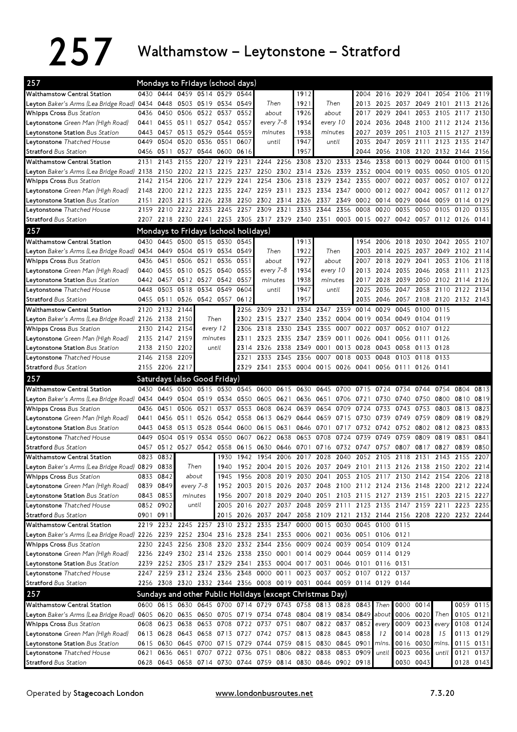# 257 Walthamstow – Leytonstone – Stratford

## Mondays to Fridays (school days)

| 257 | | | | | | | | | | | | | | | | |
|---|---|---|---|---|---|---|---|---|---|---|---|---|---|---|---|---|
| **Walthamstow Central Station** | 0430 | 0444 | 0459 | 0514 | 0529 | 0544 | | 1912 | | 2004 | 2016 | 2029 | 2041 | 2054 | 2106 | 2119 |
| **Leyton** *Baker's Arms (Lea Bridge Road)* | 0434 | 0448 | 0503 | 0519 | 0534 | 0549 | *Then* | 1921 | *Then* | 2013 | 2025 | 2037 | 2049 | 2101 | 2113 | 2126 |
| **Whipps Cross** *Bus Station* | 0436 | 0450 | 0506 | 0522 | 0537 | 0552 | *about* | 1926 | *about* | 2017 | 2029 | 2041 | 2053 | 2105 | 2117 | 2130 |
| **Leytonstone** *Green Man (High Road)* | 0441 | 0455 | 0511 | 0527 | 0542 | 0557 | *every 7-8* | 1934 | *every 10* | 2024 | 2036 | 2048 | 2100 | 2112 | 2124 | 2136 |
| **Leytonstone Station** *Bus Station* | 0443 | 0457 | 0513 | 0529 | 0544 | 0559 | *minutes* | 1938 | *minutes* | 2027 | 2039 | 2051 | 2103 | 2115 | 2127 | 2139 |
| **Leytonstone** *Thatched House* | 0449 | 0504 | 0520 | 0536 | 0551 | 0607 | *until* | 1947 | *until* | 2035 | 2047 | 2059 | 2111 | 2123 | 2135 | 2147 |
| **Stratford** *Bus Station* | 0456 | 0511 | 0527 | 0544 | 0600 | 0616 | | 1957 | | 2044 | 2056 | 2108 | 2120 | 2132 | 2144 | 2156 |

| 257 | | | | | | | | | | | | | | | | | | |
|---|---|---|---|---|---|---|---|---|---|---|---|---|---|---|---|---|---|---|
| **Walthamstow Central Station** | 2131 | 2143 | 2155 | 2207 | 2219 | 2231 | 2244 | 2256 | 2308 | 2320 | 2333 | 2346 | 2358 | 0013 | 0029 | 0044 | 0100 | 0115 |
| **Leyton** *Baker's Arms (Lea Bridge Road)* | 2138 | 2150 | 2202 | 2213 | 2225 | 2237 | 2250 | 2302 | 2314 | 2326 | 2339 | 2352 | 0004 | 0019 | 0035 | 0050 | 0105 | 0120 |
| **Whipps Cross** *Bus Station* | 2142 | 2154 | 2206 | 2217 | 2229 | 2241 | 2254 | 2306 | 2318 | 2329 | 2342 | 2355 | 0007 | 0022 | 0037 | 0052 | 0107 | 0122 |
| **Leytonstone** *Green Man (High Road)* | 2148 | 2200 | 2212 | 2223 | 2235 | 2247 | 2259 | 2311 | 2323 | 2334 | 2347 | 0000 | 0012 | 0027 | 0042 | 0057 | 0112 | 0127 |
| **Leytonstone Station** *Bus Station* | 2151 | 2203 | 2215 | 2226 | 2238 | 2250 | 2302 | 2314 | 2326 | 2337 | 2349 | 0002 | 0014 | 0029 | 0044 | 0059 | 0114 | 0129 |
| **Leytonstone** *Thatched House* | 2159 | 2210 | 2222 | 2233 | 2245 | 2257 | 2309 | 2321 | 2333 | 2344 | 2356 | 0008 | 0020 | 0035 | 0050 | 0105 | 0120 | 0135 |
| **Stratford** *Bus Station* | 2207 | 2218 | 2230 | 2241 | 2253 | 2305 | 2317 | 2329 | 2340 | 2351 | 0003 | 0015 | 0027 | 0042 | 0057 | 0112 | 0126 | 0141 |

## Mondays to Fridays (school holidays)

| 257 | | | | | | | | | | | | | | | | |
|---|---|---|---|---|---|---|---|---|---|---|---|---|---|---|---|---|
| **Walthamstow Central Station** | 0430 | 0445 | 0500 | 0515 | 0530 | 0545 | | 1913 | | 1954 | 2006 | 2018 | 2030 | 2042 | 2055 | 2107 |
| **Leyton** *Baker's Arms (Lea Bridge Road)* | 0434 | 0449 | 0504 | 0519 | 0534 | 0549 | *Then* | 1922 | *Then* | 2003 | 2014 | 2025 | 2037 | 2049 | 2102 | 2114 |
| **Whipps Cross** *Bus Station* | 0436 | 0451 | 0506 | 0521 | 0536 | 0551 | *about* | 1927 | *about* | 2007 | 2018 | 2029 | 2041 | 2053 | 2106 | 2118 |
| **Leytonstone** *Green Man (High Road)* | 0440 | 0455 | 0510 | 0525 | 0540 | 0555 | *every 7-8* | 1934 | *every 10* | 2013 | 2024 | 2035 | 2046 | 2058 | 2111 | 2123 |
| **Leytonstone Station** *Bus Station* | 0442 | 0457 | 0512 | 0527 | 0542 | 0557 | *minutes* | 1938 | *minutes* | 2017 | 2028 | 2039 | 2050 | 2102 | 2114 | 2126 |
| **Leytonstone** *Thatched House* | 0448 | 0503 | 0518 | 0534 | 0549 | 0604 | *until* | 1947 | *until* | 2025 | 2036 | 2047 | 2058 | 2110 | 2122 | 2134 |
| **Stratford** *Bus Station* | 0455 | 0511 | 0526 | 0542 | 0557 | 0612 | | 1957 | | 2035 | 2046 | 2057 | 2108 | 2120 | 2132 | 2143 |

| 257 | | | | | | | | | | | | | | | |
|---|---|---|---|---|---|---|---|---|---|---|---|---|---|---|---|
| **Walthamstow Central Station** | 2120 | 2132 | 2144 | | 2256 | 2309 | 2321 | 2334 | 2347 | 2359 | 0014 | 0029 | 0045 | 0100 | 0115 |
| **Leyton** *Baker's Arms (Lea Bridge Road)* | 2126 | 2138 | 2150 | *Then* | 2302 | 2315 | 2327 | 2340 | 2352 | 0004 | 0019 | 0034 | 0049 | 0104 | 0119 |
| **Whipps Cross** *Bus Station* | 2130 | 2142 | 2154 | *every 12* | 2306 | 2318 | 2330 | 2343 | 2355 | 0007 | 0022 | 0037 | 0052 | 0107 | 0122 |
| **Leytonstone** *Green Man (High Road)* | 2135 | 2147 | 2159 | *minutes* | 2311 | 2323 | 2335 | 2347 | 2359 | 0011 | 0026 | 0041 | 0056 | 0111 | 0126 |
| **Leytonstone Station** *Bus Station* | 2138 | 2150 | 2202 | *until* | 2314 | 2326 | 2338 | 2349 | 0001 | 0013 | 0028 | 0043 | 0058 | 0113 | 0128 |
| **Leytonstone** *Thatched House* | 2146 | 2158 | 2209 | | 2321 | 2333 | 2345 | 2356 | 0007 | 0018 | 0033 | 0048 | 0103 | 0118 | 0133 |
| **Stratford** *Bus Station* | 2155 | 2206 | 2217 | | 2329 | 2341 | 2353 | 0004 | 0015 | 0026 | 0041 | 0056 | 0111 | 0126 | 0141 |

## Saturdays (also Good Friday)

| 257 | | | | | | | | | | | | | | | | | | |
|---|---|---|---|---|---|---|---|---|---|---|---|---|---|---|---|---|---|---|
| **Walthamstow Central Station** | 0430 | 0445 | 0500 | 0515 | 0530 | 0545 | 0600 | 0615 | 0630 | 0645 | 0700 | 0715 | 0724 | 0734 | 0744 | 0754 | 0804 | 0813 |
| **Leyton** *Baker's Arms (Lea Bridge Road)* | 0434 | 0449 | 0504 | 0519 | 0534 | 0550 | 0605 | 0621 | 0636 | 0651 | 0706 | 0721 | 0730 | 0740 | 0750 | 0800 | 0810 | 0819 |
| **Whipps Cross** *Bus Station* | 0436 | 0451 | 0506 | 0521 | 0537 | 0553 | 0608 | 0624 | 0639 | 0654 | 0709 | 0724 | 0733 | 0743 | 0753 | 0803 | 0813 | 0823 |
| **Leytonstone** *Green Man (High Road)* | 0441 | 0456 | 0511 | 0526 | 0542 | 0558 | 0613 | 0629 | 0644 | 0659 | 0715 | 0730 | 0739 | 0749 | 0759 | 0809 | 0819 | 0829 |
| **Leytonstone Station** *Bus Station* | 0443 | 0458 | 0513 | 0528 | 0544 | 0600 | 0615 | 0631 | 0646 | 0701 | 0717 | 0732 | 0742 | 0752 | 0802 | 0812 | 0823 | 0833 |
| **Leytonstone** *Thatched House* | 0449 | 0504 | 0519 | 0534 | 0550 | 0607 | 0622 | 0638 | 0653 | 0708 | 0724 | 0739 | 0749 | 0759 | 0809 | 0819 | 0831 | 0841 |
| **Stratford** *Bus Station* | 0457 | 0512 | 0527 | 0542 | 0558 | 0615 | 0630 | 0646 | 0701 | 0716 | 0732 | 0747 | 0757 | 0807 | 0817 | 0827 | 0839 | 0850 |

| 257 | | | | | | | | | | | | | | | | | |
|---|---|---|---|---|---|---|---|---|---|---|---|---|---|---|---|---|---|
| **Walthamstow Central Station** | 0823 | 0832 | | 1930 | 1942 | 1954 | 2006 | 2017 | 2028 | 2040 | 2052 | 2105 | 2118 | 2131 | 2143 | 2155 | 2207 |
| **Leyton** *Baker's Arms (Lea Bridge Road)* | 0829 | 0838 | *Then* | 1940 | 1952 | 2004 | 2015 | 2026 | 2037 | 2049 | 2101 | 2113 | 2126 | 2138 | 2150 | 2202 | 2214 |
| **Whipps Cross** *Bus Station* | 0833 | 0842 | *about* | 1945 | 1956 | 2008 | 2019 | 2030 | 2041 | 2053 | 2105 | 2117 | 2130 | 2142 | 2154 | 2206 | 2218 |
| **Leytonstone** *Green Man (High Road)* | 0839 | 0849 | *every 7-8* | 1952 | 2003 | 2015 | 2026 | 2037 | 2048 | 2100 | 2112 | 2124 | 2136 | 2148 | 2200 | 2212 | 2224 |
| **Leytonstone Station** *Bus Station* | 0843 | 0853 | *minutes* | 1956 | 2007 | 2018 | 2029 | 2040 | 2051 | 2103 | 2115 | 2127 | 2139 | 2151 | 2203 | 2215 | 2227 |
| **Leytonstone** *Thatched House* | 0852 | 0902 | *until* | 2005 | 2016 | 2027 | 2037 | 2048 | 2059 | 2111 | 2123 | 2135 | 2147 | 2159 | 2211 | 2223 | 2235 |
| **Stratford** *Bus Station* | 0901 | 0911 | | 2015 | 2026 | 2037 | 2047 | 2058 | 2109 | 2121 | 2132 | 2144 | 2156 | 2208 | 2220 | 2232 | 2244 |

| 257 | | | | | | | | | | | | | | |
|---|---|---|---|---|---|---|---|---|---|---|---|---|---|---|
| **Walthamstow Central Station** | 2219 | 2232 | 2245 | 2257 | 2310 | 2322 | 2335 | 2347 | 0000 | 0015 | 0030 | 0045 | 0100 | 0115 |
| **Leyton** *Baker's Arms (Lea Bridge Road)* | 2226 | 2239 | 2252 | 2304 | 2316 | 2328 | 2341 | 2353 | 0006 | 0021 | 0036 | 0051 | 0106 | 0121 |
| **Whipps Cross** *Bus Station* | 2230 | 2243 | 2256 | 2308 | 2320 | 2332 | 2344 | 2356 | 0009 | 0024 | 0039 | 0054 | 0109 | 0124 |
| **Leytonstone** *Green Man (High Road)* | 2236 | 2249 | 2302 | 2314 | 2326 | 2338 | 2350 | 0001 | 0014 | 0029 | 0044 | 0059 | 0114 | 0129 |
| **Leytonstone Station** *Bus Station* | 2239 | 2252 | 2305 | 2317 | 2329 | 2341 | 2353 | 0004 | 0017 | 0031 | 0046 | 0101 | 0116 | 0131 |
| **Leytonstone** *Thatched House* | 2247 | 2259 | 2312 | 2324 | 2336 | 2348 | 0000 | 0011 | 0023 | 0037 | 0052 | 0107 | 0122 | 0137 |
| **Stratford** *Bus Station* | 2256 | 2308 | 2320 | 2332 | 2344 | 2356 | 0008 | 0019 | 0031 | 0044 | 0059 | 0114 | 0129 | 0144 |

## Sundays and other Public Holidays (except Christmas Day)

| 257 | | | | | | | | | | | | | | | | | | |
|---|---|---|---|---|---|---|---|---|---|---|---|---|---|---|---|---|---|---|
| **Walthamstow Central Station** | 0600 | 0615 | 0630 | 0645 | 0700 | 0714 | 0729 | 0743 | 0758 | 0813 | 0828 | 0843 | *Then* | 0000 | 0014 | | 0059 | 0115 |
| **Leyton** *Baker's Arms (Lea Bridge Road)* | 0605 | 0620 | 0635 | 0650 | 0705 | 0719 | 0734 | 0748 | 0804 | 0819 | 0834 | 0849 | *about* | 0006 | 0020 | *Then* | 0105 | 0121 |
| **Whipps Cross** *Bus Station* | 0608 | 0623 | 0638 | 0653 | 0708 | 0722 | 0737 | 0751 | 0807 | 0822 | 0837 | 0852 | *every* | 0009 | 0023 | *every* | 0108 | 0124 |
| **Leytonstone** *Green Man (High Road)* | 0613 | 0628 | 0643 | 0658 | 0713 | 0727 | 0742 | 0757 | 0813 | 0828 | 0843 | 0858 | *12* | 0014 | 0028 | *15* | 0113 | 0129 |
| **Leytonstone Station** *Bus Station* | 0615 | 0630 | 0645 | 0700 | 0715 | 0729 | 0744 | 0759 | 0815 | 0830 | 0845 | 0901 | *mins.* | 0016 | 0030 | *mins.* | 0115 | 0131 |
| **Leytonstone** *Thatched House* | 0621 | 0636 | 0651 | 0707 | 0722 | 0736 | 0751 | 0806 | 0822 | 0838 | 0853 | 0909 | *until* | 0023 | 0036 | *until* | 0121 | 0137 |
| **Stratford** *Bus Station* | 0628 | 0643 | 0658 | 0714 | 0730 | 0744 | 0759 | 0814 | 0830 | 0846 | 0902 | 0918 | | 0030 | 0043 | | 0128 | 0143 |

Operated by **Stagecoach London** | www.londonbusroutes.net | 7.3.20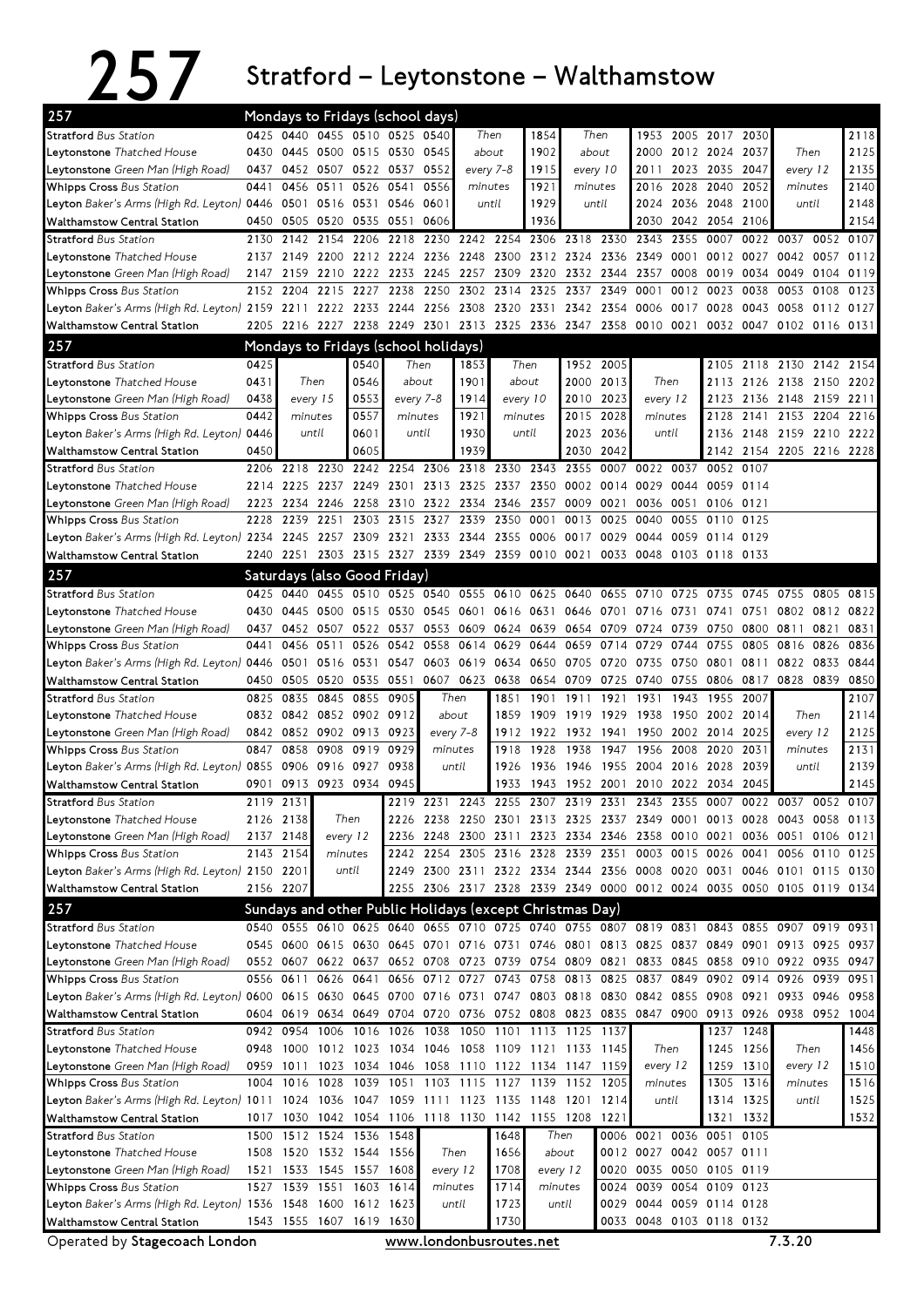# 257 Stratford – Leytonstone – Walthamstow

## 257 Mondays to Fridays (school days)

| | | | | | | | | | | | | | | | |
|---|---|---|---|---|---|---|---|---|---|---|---|---|---|---|---|
| **Stratford** Bus Station | 0425 | 0440 | 0455 | 0510 | 0525 | 0540 | Then | 1854 | Then | 1953 | 2005 | 2017 | 2030 | | 2118 |
| **Leytonstone** Thatched House | 0430 | 0445 | 0500 | 0515 | 0530 | 0545 | about | 1902 | about | 2000 | 2012 | 2024 | 2037 | Then | 2125 |
| **Leytonstone** Green Man (High Road) | 0437 | 0452 | 0507 | 0522 | 0537 | 0552 | every 7-8 | 1915 | every 10 | 2011 | 2023 | 2035 | 2047 | every 12 | 2135 |
| **Whipps Cross** Bus Station | 0441 | 0456 | 0511 | 0526 | 0541 | 0556 | minutes | 1921 | minutes | 2016 | 2028 | 2040 | 2052 | minutes | 2140 |
| **Leyton** Baker's Arms (High Rd. Leyton) | 0446 | 0501 | 0516 | 0531 | 0546 | 0601 | until | 1929 | until | 2024 | 2036 | 2048 | 2100 | until | 2148 |
| **Walthamstow Central Station** | 0450 | 0505 | 0520 | 0535 | 0551 | 0606 | | 1936 | | 2030 | 2042 | 2054 | 2106 | | 2154 |

| | | | | | | | | | | | | | | | | | | |
|---|---|---|---|---|---|---|---|---|---|---|---|---|---|---|---|---|---|---|
| **Stratford** Bus Station | 2130 | 2142 | 2154 | 2206 | 2218 | 2230 | 2242 | 2254 | 2306 | 2318 | 2330 | 2343 | 2355 | 0007 | 0022 | 0037 | 0052 | 0107 |
| **Leytonstone** Thatched House | 2137 | 2149 | 2200 | 2212 | 2224 | 2236 | 2248 | 2300 | 2312 | 2324 | 2336 | 2349 | 0001 | 0012 | 0027 | 0042 | 0057 | 0112 |
| **Leytonstone** Green Man (High Road) | 2147 | 2159 | 2210 | 2222 | 2233 | 2245 | 2257 | 2309 | 2320 | 2332 | 2344 | 2357 | 0008 | 0019 | 0034 | 0049 | 0104 | 0119 |
| **Whipps Cross** Bus Station | 2152 | 2204 | 2215 | 2227 | 2238 | 2250 | 2302 | 2314 | 2325 | 2337 | 2349 | 0001 | 0012 | 0023 | 0038 | 0053 | 0108 | 0123 |
| **Leyton** Baker's Arms (High Rd. Leyton) | 2159 | 2211 | 2222 | 2233 | 2244 | 2256 | 2308 | 2320 | 2331 | 2342 | 2354 | 0006 | 0017 | 0028 | 0043 | 0058 | 0112 | 0127 |
| **Walthamstow Central Station** | 2205 | 2216 | 2227 | 2238 | 2249 | 2301 | 2313 | 2325 | 2336 | 2347 | 2358 | 0010 | 0021 | 0032 | 0047 | 0102 | 0116 | 0131 |

## 257 Mondays to Fridays (school holidays)

| | | | | | | | | | | | | | | |
|---|---|---|---|---|---|---|---|---|---|---|---|---|---|---|
| **Stratford** Bus Station | 0425 | | 0540 | Then | 1853 | Then | 1952 | 2005 | | 2105 | 2118 | 2130 | 2142 | 2154 |
| **Leytonstone** Thatched House | 0431 | Then | 0546 | about | 1901 | about | 2000 | 2013 | Then | 2113 | 2126 | 2138 | 2150 | 2202 |
| **Leytonstone** Green Man (High Road) | 0438 | every 15 | 0553 | every 7-8 | 1914 | every 10 | 2010 | 2023 | every 12 | 2123 | 2136 | 2148 | 2159 | 2211 |
| **Whipps Cross** Bus Station | 0442 | minutes | 0557 | minutes | 1921 | minutes | 2015 | 2028 | minutes | 2128 | 2141 | 2153 | 2204 | 2216 |
| **Leyton** Baker's Arms (High Rd. Leyton) | 0446 | until | 0601 | until | 1930 | until | 2023 | 2036 | until | 2136 | 2148 | 2159 | 2210 | 2222 |
| **Walthamstow Central Station** | 0450 | | 0605 | | 1939 | | 2030 | 2042 | | 2142 | 2154 | 2205 | 2216 | 2228 |

| | | | | | | | | | | | | | | | |
|---|---|---|---|---|---|---|---|---|---|---|---|---|---|---|---|
| **Stratford** Bus Station | 2206 | 2218 | 2230 | 2242 | 2254 | 2306 | 2318 | 2330 | 2343 | 2355 | 0007 | 0022 | 0037 | 0052 | 0107 |
| **Leytonstone** Thatched House | 2214 | 2225 | 2237 | 2249 | 2301 | 2313 | 2325 | 2337 | 2350 | 0002 | 0014 | 0029 | 0044 | 0059 | 0114 |
| **Leytonstone** Green Man (High Road) | 2223 | 2234 | 2246 | 2258 | 2310 | 2322 | 2334 | 2346 | 2357 | 0009 | 0021 | 0036 | 0051 | 0106 | 0121 |
| **Whipps Cross** Bus Station | 2228 | 2239 | 2251 | 2303 | 2315 | 2327 | 2339 | 2350 | 0001 | 0013 | 0025 | 0040 | 0055 | 0110 | 0125 |
| **Leyton** Baker's Arms (High Rd. Leyton) | 2234 | 2245 | 2257 | 2309 | 2321 | 2333 | 2344 | 2355 | 0006 | 0017 | 0029 | 0044 | 0059 | 0114 | 0129 |
| **Walthamstow Central Station** | 2240 | 2251 | 2303 | 2315 | 2327 | 2339 | 2349 | 2359 | 0010 | 0021 | 0033 | 0048 | 0103 | 0118 | 0133 |

## 257 Saturdays (also Good Friday)

| | | | | | | | | | | | | | | | | | | |
|---|---|---|---|---|---|---|---|---|---|---|---|---|---|---|---|---|---|---|
| **Stratford** Bus Station | 0425 | 0440 | 0455 | 0510 | 0525 | 0540 | 0555 | 0610 | 0625 | 0640 | 0655 | 0710 | 0725 | 0735 | 0745 | 0755 | 0805 | 0815 |
| **Leytonstone** Thatched House | 0430 | 0445 | 0500 | 0515 | 0530 | 0545 | 0601 | 0616 | 0631 | 0646 | 0701 | 0716 | 0731 | 0741 | 0751 | 0802 | 0812 | 0822 |
| **Leytonstone** Green Man (High Road) | 0437 | 0452 | 0507 | 0522 | 0537 | 0553 | 0609 | 0624 | 0639 | 0654 | 0709 | 0724 | 0739 | 0750 | 0800 | 0811 | 0821 | 0831 |
| **Whipps Cross** Bus Station | 0441 | 0456 | 0511 | 0526 | 0542 | 0558 | 0614 | 0629 | 0644 | 0659 | 0714 | 0729 | 0744 | 0755 | 0805 | 0816 | 0826 | 0836 |
| **Leyton** Baker's Arms (High Rd. Leyton) | 0446 | 0501 | 0516 | 0531 | 0547 | 0603 | 0619 | 0634 | 0650 | 0705 | 0720 | 0735 | 0750 | 0801 | 0811 | 0822 | 0833 | 0844 |
| **Walthamstow Central Station** | 0450 | 0505 | 0520 | 0535 | 0551 | 0607 | 0623 | 0638 | 0654 | 0709 | 0725 | 0740 | 0755 | 0806 | 0817 | 0828 | 0839 | 0850 |

| | | | | | | | | | | | | | | | |
|---|---|---|---|---|---|---|---|---|---|---|---|---|---|---|---|
| **Stratford** Bus Station | 0825 | 0835 | 0845 | 0855 | 0905 | Then | 1851 | 1901 | 1911 | 1921 | 1931 | 1943 | 1955 | 2007 | | 2107 |
| **Leytonstone** Thatched House | 0832 | 0842 | 0852 | 0902 | 0912 | about | 1859 | 1909 | 1919 | 1929 | 1938 | 1950 | 2002 | 2014 | Then | 2114 |
| **Leytonstone** Green Man (High Road) | 0842 | 0852 | 0902 | 0913 | 0923 | every 7-8 | 1912 | 1922 | 1932 | 1941 | 1950 | 2002 | 2014 | 2025 | every 12 | 2125 |
| **Whipps Cross** Bus Station | 0847 | 0858 | 0908 | 0919 | 0929 | minutes | 1918 | 1928 | 1938 | 1947 | 1956 | 2008 | 2020 | 2031 | minutes | 2131 |
| **Leyton** Baker's Arms (High Rd. Leyton) | 0855 | 0906 | 0916 | 0927 | 0938 | until | 1926 | 1936 | 1946 | 1955 | 2004 | 2016 | 2028 | 2039 | until | 2139 |
| **Walthamstow Central Station** | 0901 | 0913 | 0923 | 0934 | 0945 | | 1933 | 1943 | 1952 | 2001 | 2010 | 2022 | 2034 | 2045 | | 2145 |

| | | | | | | | | | | | | | | | | | |
|---|---|---|---|---|---|---|---|---|---|---|---|---|---|---|---|---|---|
| **Stratford** Bus Station | 2119 | 2131 | | 2219 | 2231 | 2243 | 2255 | 2307 | 2319 | 2331 | 2343 | 2355 | 0007 | 0022 | 0037 | 0052 | 0107 |
| **Leytonstone** Thatched House | 2126 | 2138 | Then | 2226 | 2238 | 2250 | 2301 | 2313 | 2325 | 2337 | 2349 | 0001 | 0013 | 0028 | 0043 | 0058 | 0113 |
| **Leytonstone** Green Man (High Road) | 2137 | 2148 | every 12 | 2236 | 2248 | 2300 | 2311 | 2323 | 2334 | 2346 | 2358 | 0010 | 0021 | 0036 | 0051 | 0106 | 0121 |
| **Whipps Cross** Bus Station | 2143 | 2154 | minutes | 2242 | 2254 | 2305 | 2316 | 2328 | 2339 | 2351 | 0003 | 0015 | 0026 | 0041 | 0056 | 0110 | 0125 |
| **Leyton** Baker's Arms (High Rd. Leyton) | 2150 | 2201 | until | 2249 | 2300 | 2311 | 2322 | 2334 | 2344 | 2356 | 0008 | 0020 | 0031 | 0046 | 0101 | 0115 | 0130 |
| **Walthamstow Central Station** | 2156 | 2207 | | 2255 | 2306 | 2317 | 2328 | 2339 | 2349 | 0000 | 0012 | 0024 | 0035 | 0050 | 0105 | 0119 | 0134 |

## 257 Sundays and other Public Holidays (except Christmas Day)

| | | | | | | | | | | | | | | | | | | |
|---|---|---|---|---|---|---|---|---|---|---|---|---|---|---|---|---|---|---|
| **Stratford** Bus Station | 0540 | 0555 | 0610 | 0625 | 0640 | 0655 | 0710 | 0725 | 0740 | 0755 | 0807 | 0819 | 0831 | 0843 | 0855 | 0907 | 0919 | 0931 |
| **Leytonstone** Thatched House | 0545 | 0600 | 0615 | 0630 | 0645 | 0701 | 0716 | 0731 | 0746 | 0801 | 0813 | 0825 | 0837 | 0849 | 0901 | 0913 | 0925 | 0937 |
| **Leytonstone** Green Man (High Road) | 0552 | 0607 | 0622 | 0637 | 0652 | 0708 | 0723 | 0739 | 0754 | 0809 | 0821 | 0833 | 0845 | 0858 | 0910 | 0922 | 0935 | 0947 |
| **Whipps Cross** Bus Station | 0556 | 0611 | 0626 | 0641 | 0656 | 0712 | 0727 | 0743 | 0758 | 0813 | 0825 | 0837 | 0849 | 0902 | 0914 | 0926 | 0939 | 0951 |
| **Leyton** Baker's Arms (High Rd. Leyton) | 0600 | 0615 | 0630 | 0645 | 0700 | 0716 | 0731 | 0747 | 0803 | 0818 | 0830 | 0842 | 0855 | 0908 | 0921 | 0933 | 0946 | 0958 |
| **Walthamstow Central Station** | 0604 | 0619 | 0634 | 0649 | 0704 | 0720 | 0736 | 0752 | 0808 | 0823 | 0835 | 0847 | 0900 | 0913 | 0926 | 0938 | 0952 | 1004 |

| | | | | | | | | | | | | | | | | |
|---|---|---|---|---|---|---|---|---|---|---|---|---|---|---|---|---|
| **Stratford** Bus Station | 0942 | 0954 | 1006 | 1016 | 1026 | 1038 | 1050 | 1101 | 1113 | 1125 | 1137 | | 1237 | 1248 | | 1448 |
| **Leytonstone** Thatched House | 0948 | 1000 | 1012 | 1023 | 1034 | 1046 | 1058 | 1109 | 1121 | 1133 | 1145 | Then | 1245 | 1256 | Then | 1456 |
| **Leytonstone** Green Man (High Road) | 0959 | 1011 | 1023 | 1034 | 1046 | 1058 | 1110 | 1122 | 1134 | 1147 | 1159 | every 12 | 1259 | 1310 | every 12 | 1510 |
| **Whipps Cross** Bus Station | 1004 | 1016 | 1028 | 1039 | 1051 | 1103 | 1115 | 1127 | 1139 | 1152 | 1205 | minutes | 1305 | 1316 | minutes | 1516 |
| **Leyton** Baker's Arms (High Rd. Leyton) | 1011 | 1024 | 1036 | 1047 | 1059 | 1111 | 1123 | 1135 | 1148 | 1201 | 1214 | until | 1314 | 1325 | until | 1525 |
| **Walthamstow Central Station** | 1017 | 1030 | 1042 | 1054 | 1106 | 1118 | 1130 | 1142 | 1155 | 1208 | 1221 | | 1321 | 1332 | | 1532 |

| | | | | | | | | | | | | | |
|---|---|---|---|---|---|---|---|---|---|---|---|---|---|
| **Stratford** Bus Station | 1500 | 1512 | 1524 | 1536 | 1548 | | 1648 | Then | 0006 | 0021 | 0036 | 0051 | 0105 |
| **Leytonstone** Thatched House | 1508 | 1520 | 1532 | 1544 | 1556 | Then | 1656 | about | 0012 | 0027 | 0042 | 0057 | 0111 |
| **Leytonstone** Green Man (High Road) | 1521 | 1533 | 1545 | 1557 | 1608 | every 12 | 1708 | every 12 | 0020 | 0035 | 0050 | 0105 | 0119 |
| **Whipps Cross** Bus Station | 1527 | 1539 | 1551 | 1603 | 1614 | minutes | 1714 | minutes | 0024 | 0039 | 0054 | 0109 | 0123 |
| **Leyton** Baker's Arms (High Rd. Leyton) | 1536 | 1548 | 1600 | 1612 | 1623 | until | 1723 | until | 0029 | 0044 | 0059 | 0114 | 0128 |
| **Walthamstow Central Station** | 1543 | 1555 | 1607 | 1619 | 1630 | | 1730 | | 0033 | 0048 | 0103 | 0118 | 0132 |

Operated by **Stagecoach London** www.londonbusroutes.net 7.3.20